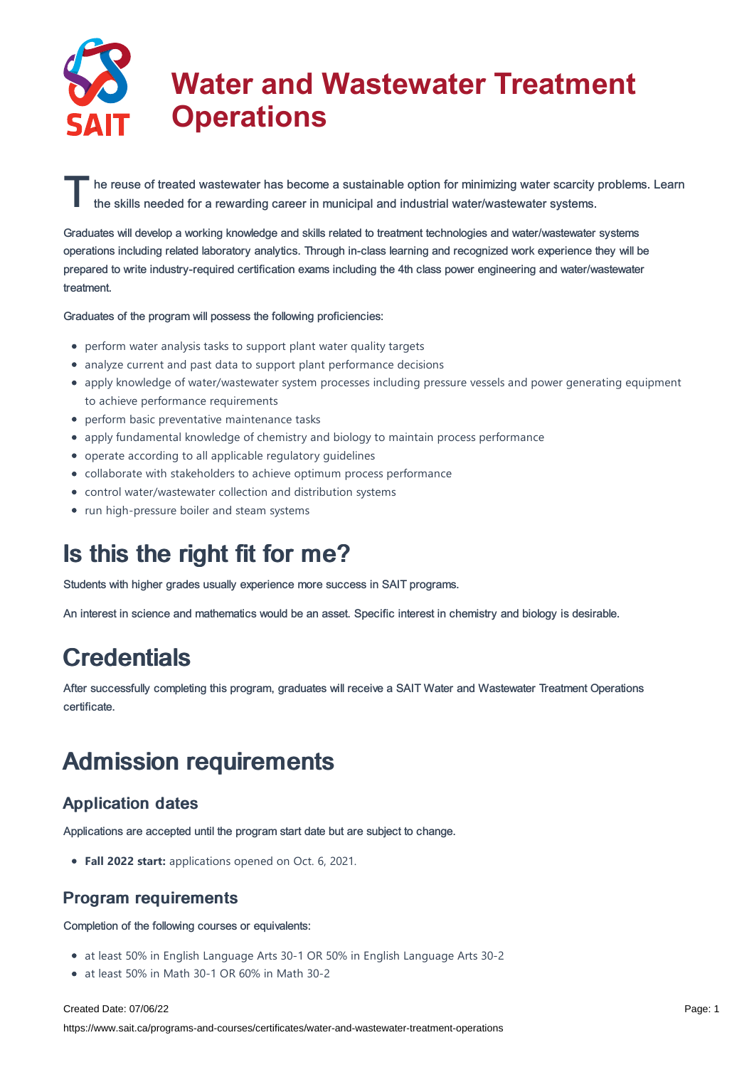# Water and Wastewater Treatment Operations

The reuse of treated wastewater has become a sustainable option for minimizing water scarcity problems. Learn the skills needed for a rewarding career in municipal and industrial water/wastewater systems.

Graduates will develop a working knowledge and skills related to treatment technologies and water/wastewater systems operations including related laboratory analytics. Through in-class learning and recognized work experience they will be prepared to write industry-required certification exams including the 4th class power engineering and water/wastewater treatment.

Graduates of the program will possess the following proficiencies:

- perform water analysis tasks to support plant water quality targets
- analyze current and past data to support plant performance decisions
- apply knowledge of water/wastewater system processes including pressure vessels and power generating equipment to achieve performance requirements
- perform basic preventative maintenance tasks
- apply fundamental knowledge of chemistry and biology to maintain process performance
- operate according to all applicable regulatory guidelines
- collaborate with stakeholders to achieve optimum process performance
- control water/wastewater collection and distribution systems
- run high-pressure boiler and steam systems

# Is this the right fit for me?

Students with higher grades usually experience more success in SAIT programs.

An interest in science and mathematics would be an asset. Specific interest in chemistry and biology is desirable.

# Credentials

After successfully completing this program, graduates will receive a SAIT Water and Wastewater Treatment Operations certificate.

# Admission requirements

## Application dates

Applications are accepted until the program start date but are subject to change.

- **Fall 2022 start:** applications opened on Oct. 6, 2021.

## Program requirements

Completion of the following courses or equivalents:

- at least 50% in English Language Arts 30-1 OR 50% in English Language Arts 30-2
- at least 50% in Math 30-1 OR 60% in Math 30-2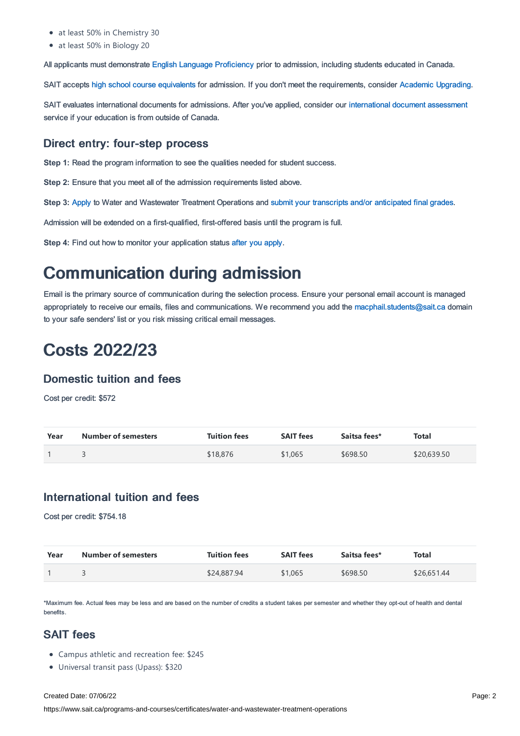- at least 50% in Chemistry 30
- at least 50% in Biology 20

All applicants must demonstrate English Language Proficiency prior to admission, including students educated in Canada.

SAIT accepts high school course equivalents for admission. If you don't meet the requirements, consider Academic Upgrading.

SAIT evaluates international documents for admissions. After you've applied, consider our international document assessment service if your education is from outside of Canada.

### Direct entry: four-step process

**Step 1:** Read the program information to see the qualities needed for student success.

**Step 2:** Ensure that you meet all of the admission requirements listed above.

**Step 3:** Apply to Water and Wastewater Treatment Operations and submit your transcripts and/or anticipated final grades.

Admission will be extended on a first-qualified, first-offered basis until the program is full.

**Step 4:** Find out how to monitor your application status after you apply.

# Communication during admission

Email is the primary source of communication during the selection process. Ensure your personal email account is managed appropriately to receive our emails, files and communications. We recommend you add the macphail.students@sait.ca domain to your safe senders' list or you risk missing critical email messages.

# Costs 2022/23

### Domestic tuition and fees

Cost per credit: $572

| Year | Number of semesters | Tuition fees | SAIT fees | Saitsa fees* | Total |
|---|---|---|---|---|---|
| 1 | 3 | $18,876 | $1,065 | $698.50 | $20,639.50 |

### International tuition and fees

Cost per credit: $754.18

| Year | Number of semesters | Tuition fees | SAIT fees | Saitsa fees* | Total |
|---|---|---|---|---|---|
| 1 | 3 | $24,887.94 | $1,065 | $698.50 | $26,651.44 |

*Maximum fee. Actual fees may be less and are based on the number of credits a student takes per semester and whether they opt-out of health and dental benefits.

### SAIT fees

- Campus athletic and recreation fee: $245
- Universal transit pass (Upass): $320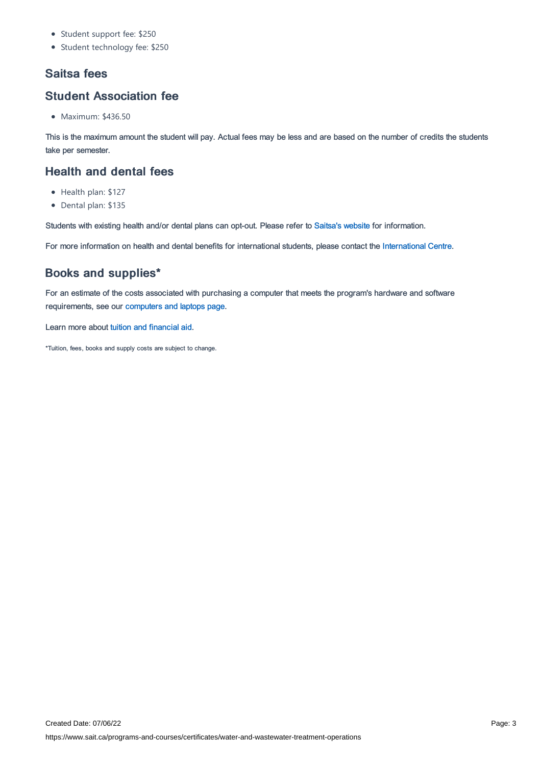- Student support fee: $250
- Student technology fee: $250

## Saitsa fees

## Student Association fee

- Maximum: $436.50

This is the maximum amount the student will pay. Actual fees may be less and are based on the number of credits the students take per semester.

## Health and dental fees

- Health plan: $127
- Dental plan: $135

Students with existing health and/or dental plans can opt-out. Please refer to Saitsa's website for information.

For more information on health and dental benefits for international students, please contact the International Centre.

## Books and supplies*

For an estimate of the costs associated with purchasing a computer that meets the program's hardware and software requirements, see our computers and laptops page.

Learn more about tuition and financial aid.

*Tuition, fees, books and supply costs are subject to change.

Created Date: 07/06/22

https://www.sait.ca/programs-and-courses/certificates/water-and-wastewater-treatment-operations